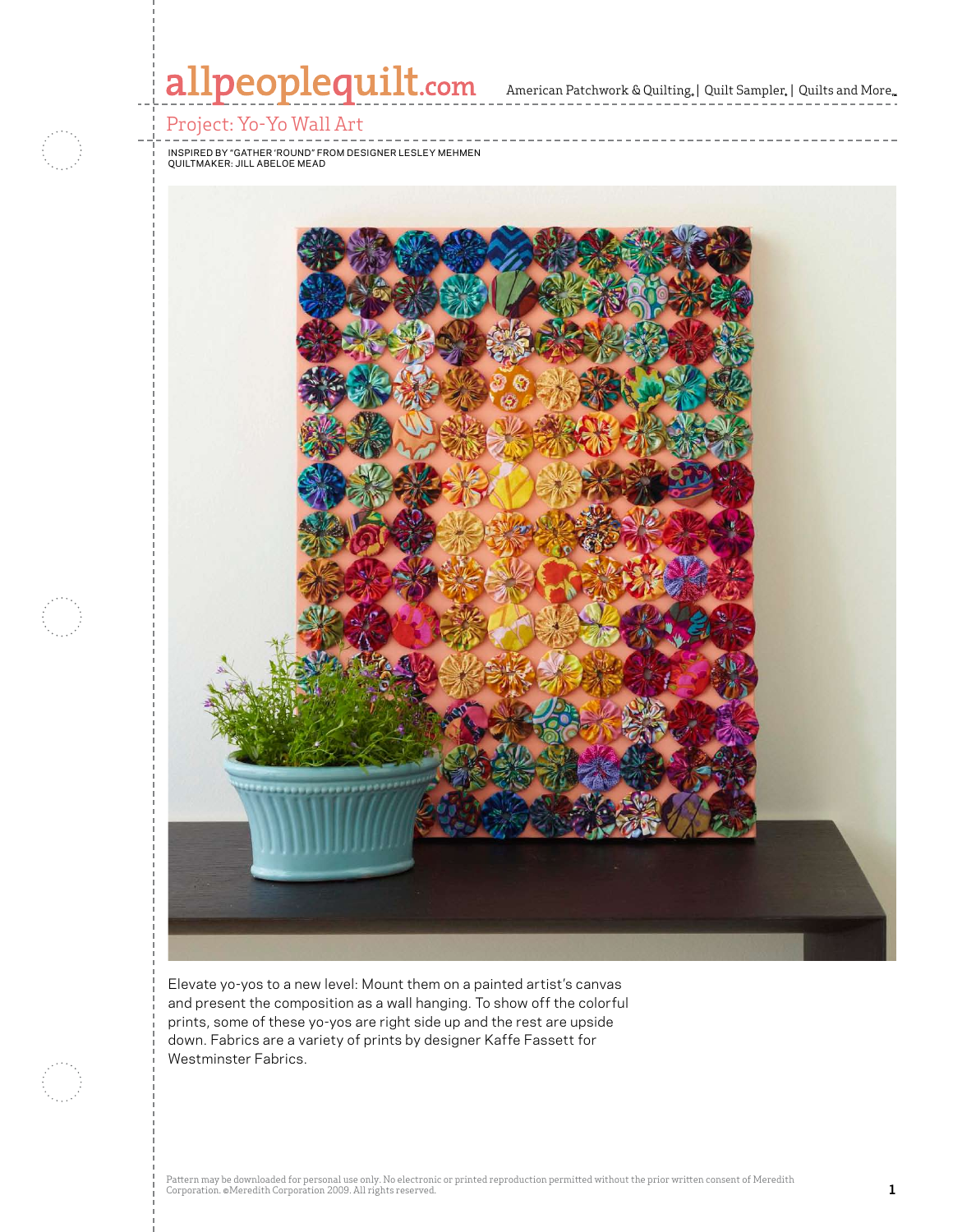# Project: Yo-Yo Wall Art

INSPIRED BY "GATHER 'ROUND" FROM DESIGNER LESLEY MEHMEN
QUILTMAKER: JILL ABELOE MEAD

Elevate yo-yos to a new level: Mount them on a painted artist's canvas and present the composition as a wall hanging. To show off the colorful prints, some of these yo-yos are right side up and the rest are upside down. Fabrics are a variety of prints by designer Kaffe Fassett for Westminster Fabrics.

Pattern may be downloaded for personal use only. No electronic or printed reproduction permitted without the prior written consent of Meredith Corporation. ©Meredith Corporation 2009. All rights reserved.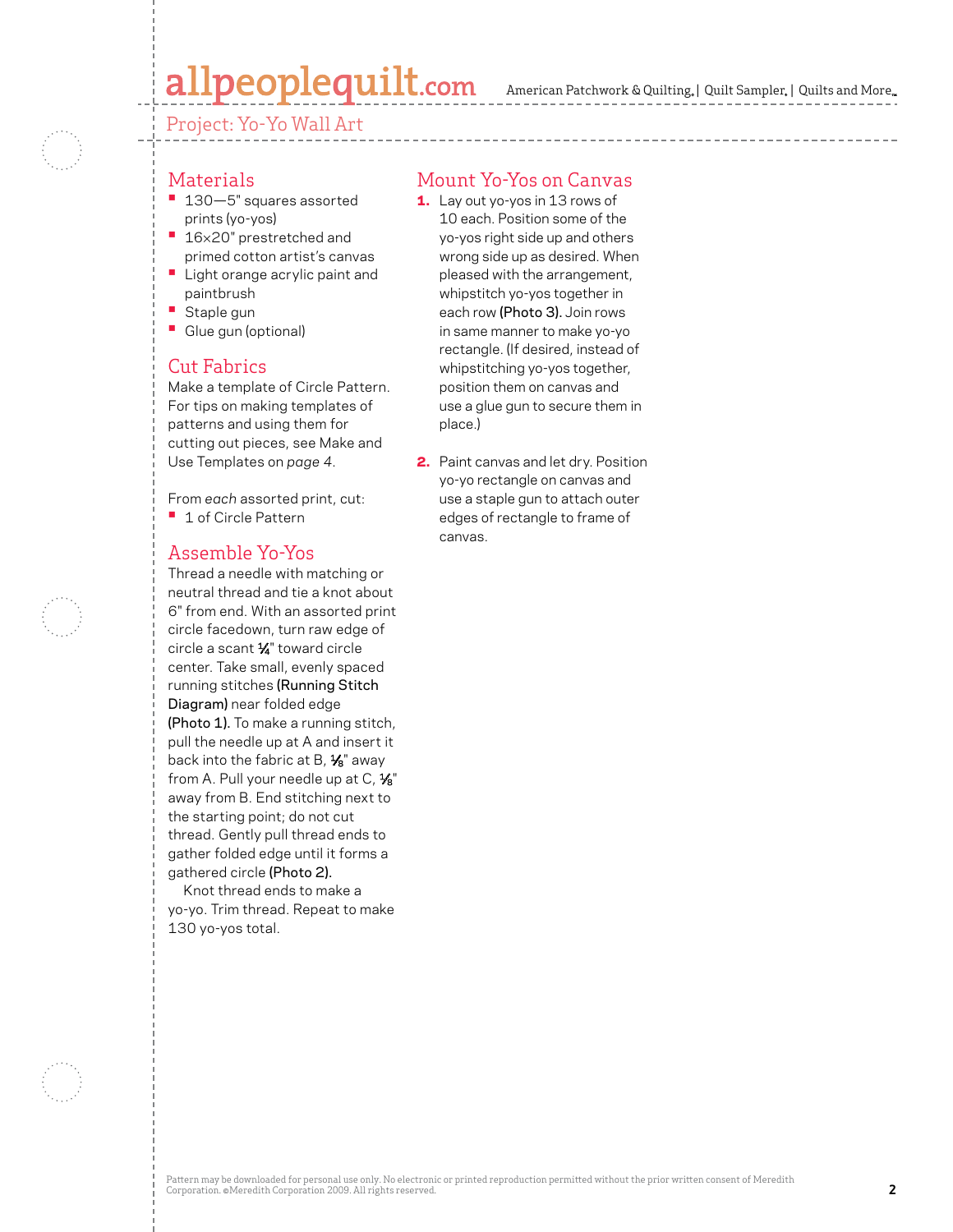Project: Yo-Yo Wall Art

## Materials

- 130—5" squares assorted prints (yo-yos)
- 16×20" prestretched and primed cotton artist's canvas
- Light orange acrylic paint and paintbrush
- Staple gun
- Glue gun (optional)

## Cut Fabrics

Make a template of Circle Pattern. For tips on making templates of patterns and using them for cutting out pieces, see Make and Use Templates on *page 4*.

From *each* assorted print, cut:

- 1 of Circle Pattern

## Assemble Yo-Yos

Thread a needle with matching or neutral thread and tie a knot about 6" from end. With an assorted print circle facedown, turn raw edge of circle a scant ¼" toward circle center. Take small, evenly spaced running stitches **(Running Stitch Diagram)** near folded edge **(Photo 1).** To make a running stitch, pull the needle up at A and insert it back into the fabric at B, ⅛" away from A. Pull your needle up at C, ⅛" away from B. End stitching next to the starting point; do not cut thread. Gently pull thread ends to gather folded edge until it forms a gathered circle **(Photo 2).**

Knot thread ends to make a yo-yo. Trim thread. Repeat to make 130 yo-yos total.

## Mount Yo-Yos on Canvas

1. Lay out yo-yos in 13 rows of 10 each. Position some of the yo-yos right side up and others wrong side up as desired. When pleased with the arrangement, whipstitch yo-yos together in each row **(Photo 3).** Join rows in same manner to make yo-yo rectangle. (If desired, instead of whipstitching yo-yos together, position them on canvas and use a glue gun to secure them in place.)

2. Paint canvas and let dry. Position yo-yo rectangle on canvas and use a staple gun to attach outer edges of rectangle to frame of canvas.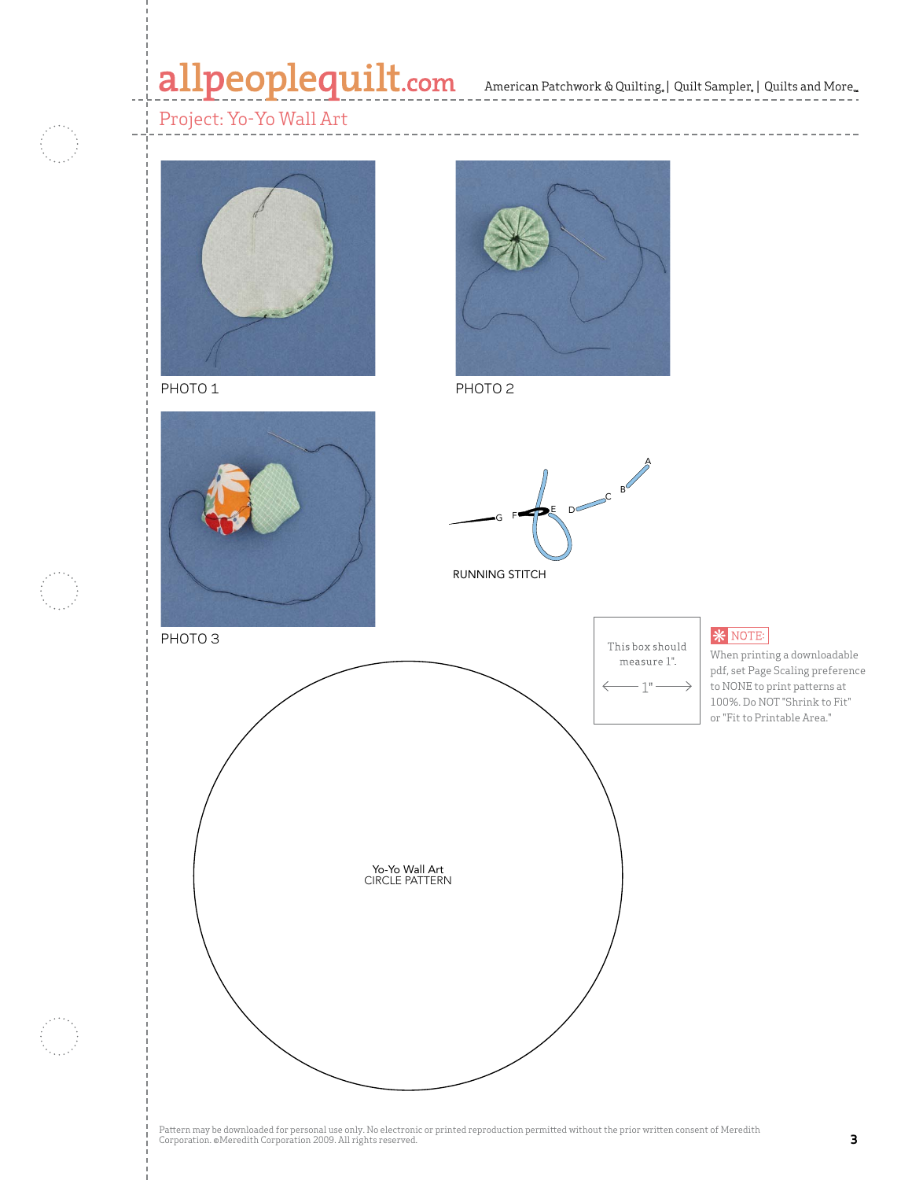## Project: Yo-Yo Wall Art

PHOTO 1

PHOTO 2

PHOTO 3

RUNNING STITCH

This box should measure 1".

1"

NOTE: When printing a downloadable pdf, set Page Scaling preference to NONE to print patterns at 100%. Do NOT "Shrink to Fit" or "Fit to Printable Area."

Yo-Yo Wall Art
CIRCLE PATTERN

Pattern may be downloaded for personal use only. No electronic or printed reproduction permitted without the prior written consent of Meredith Corporation. ©Meredith Corporation 2009. All rights reserved.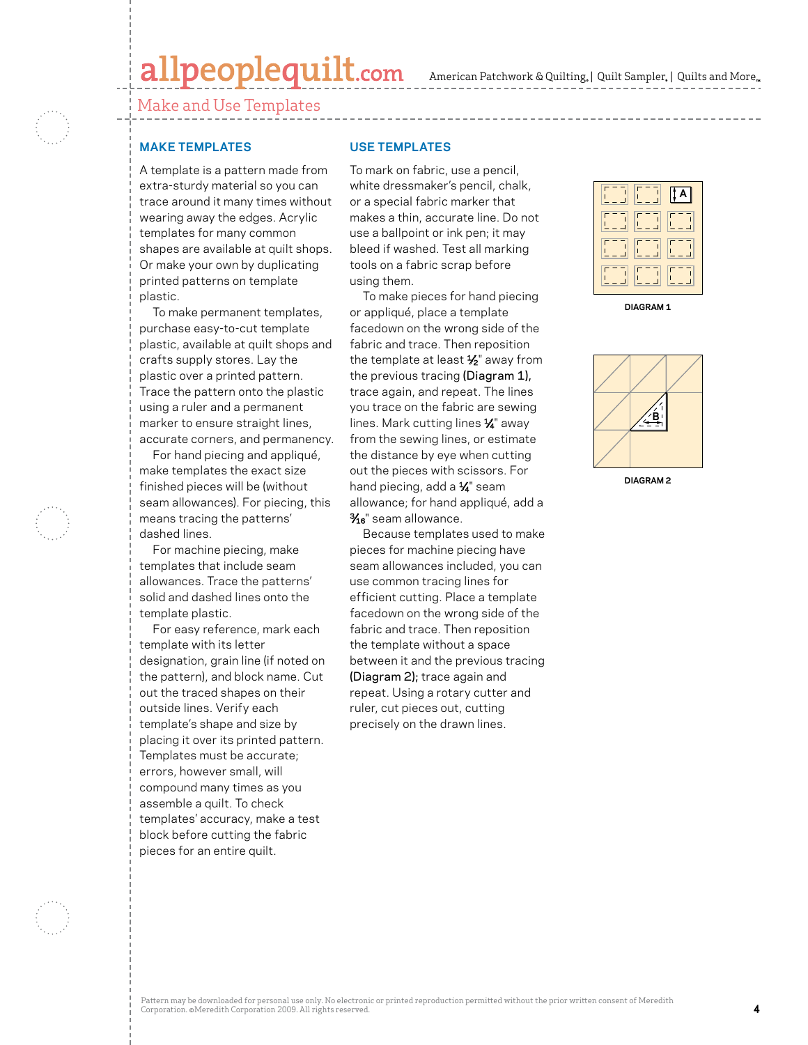## Make and Use Templates

### MAKE TEMPLATES

A template is a pattern made from extra-sturdy material so you can trace around it many times without wearing away the edges. Acrylic templates for many common shapes are available at quilt shops. Or make your own by duplicating printed patterns on template plastic.

To make permanent templates, purchase easy-to-cut template plastic, available at quilt shops and crafts supply stores. Lay the plastic over a printed pattern. Trace the pattern onto the plastic using a ruler and a permanent marker to ensure straight lines, accurate corners, and permanency.

For hand piecing and appliqué, make templates the exact size finished pieces will be (without seam allowances). For piecing, this means tracing the patterns' dashed lines.

For machine piecing, make templates that include seam allowances. Trace the patterns' solid and dashed lines onto the template plastic.

For easy reference, mark each template with its letter designation, grain line (if noted on the pattern), and block name. Cut out the traced shapes on their outside lines. Verify each template's shape and size by placing it over its printed pattern. Templates must be accurate; errors, however small, will compound many times as you assemble a quilt. To check templates' accuracy, make a test block before cutting the fabric pieces for an entire quilt.

### USE TEMPLATES

To mark on fabric, use a pencil, white dressmaker's pencil, chalk, or a special fabric marker that makes a thin, accurate line. Do not use a ballpoint or ink pen; it may bleed if washed. Test all marking tools on a fabric scrap before using them.

To make pieces for hand piecing or appliqué, place a template facedown on the wrong side of the fabric and trace. Then reposition the template at least ½" away from the previous tracing **(Diagram 1)**, trace again, and repeat. The lines you trace on the fabric are sewing lines. Mark cutting lines ¼" away from the sewing lines, or estimate the distance by eye when cutting out the pieces with scissors. For hand piecing, add a ¼" seam allowance; for hand appliqué, add a 3⁄16" seam allowance.

Because templates used to make pieces for machine piecing have seam allowances included, you can use common tracing lines for efficient cutting. Place a template facedown on the wrong side of the fabric and trace. Then reposition the template without a space between it and the previous tracing **(Diagram 2)**; trace again and repeat. Using a rotary cutter and ruler, cut pieces out, cutting precisely on the drawn lines.

A

**DIAGRAM 1**

B

**DIAGRAM 2**

Pattern may be downloaded for personal use only. No electronic or printed reproduction permitted without the prior written consent of Meredith Corporation. ©Meredith Corporation 2009. All rights reserved.